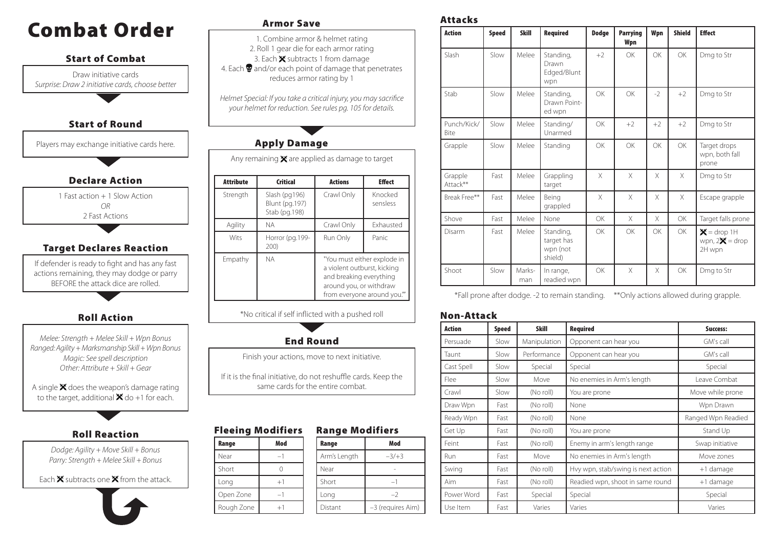# Combat Order

## Start of Combat

Draw initiative cards
*Surprise: Draw 2 initiative cards, choose better*

## Start of Round

Players may exchange initiative cards here.

## Declare Action

1 Fast action + 1 Slow Action
*OR*
2 Fast Actions

## Target Declares Reaction

If defender is ready to fight and has any fast actions remaining, they may dodge or parry BEFORE the attack dice are rolled.

## Roll Action

*Melee: Strength + Melee Skill + Wpn Bonus*
*Ranged: Agility + Marksmanship Skill + Wpn Bonus*
*Magic: See spell description*
*Other: Attribute + Skill + Gear*

A single ⚔ does the weapon's damage rating to the target, additional ⚔ do +1 for each.

## Roll Reaction

*Dodge: Agility + Move Skill + Bonus*
*Parry: Strength + Melee Skill + Bonus*

Each ⚔ subtracts one ⚔ from the attack.

## Armor Save

1. Combine armor & helmet rating
2. Roll 1 gear die for each armor rating
3. Each ⚔ subtracts 1 from damage
4. Each 💀 and/or each point of damage that penetrates reduces armor rating by 1

*Helmet Special: If you take a critical injury, you may sacrifice your helmet for reduction. See rules pg. 105 for details.*

## Apply Damage

Any remaining ⚔ are applied as damage to target

| Attribute | Critical | Actions | Effect |
|---|---|---|---|
| Strength | Slash (pg196) Blunt (pg.197) Stab (pg.198) | Crawl Only | Knocked sensless |
| Agility | NA | Crawl Only | Exhausted |
| Wits | Horror (pg.199-200) | Run Only | Panic |
| Empathy | NA | "You must either explode in a violent outburst, kicking and breaking everything around you, or withdraw from everyone around you."" | |

*No critical if self inflicted with a pushed roll

## End Round

Finish your actions, move to next initiative.

If it is the final initiative, do not reshuffle cards. Keep the same cards for the entire combat.

## Fleeing Modifiers

| Range | Mod |
|---|---|
| Near | −1 |
| Short | 0 |
| Long | +1 |
| Open Zone | −1 |
| Rough Zone | +1 |

## Range Modifiers

| Range | Mod |
|---|---|
| Arm's Length | −3/+3 |
| Near | - |
| Short | −1 |
| Long | −2 |
| Distant | −3 (requires Aim) |

## Attacks

| Action | Speed | Skill | Required | Dodge | Parrying Wpn | Wpn | Shield | Effect |
|---|---|---|---|---|---|---|---|---|
| Slash | Slow | Melee | Standing, Drawn Edged/Blunt wpn | +2 | OK | OK | OK | Dmg to Str |
| Stab | Slow | Melee | Standing, Drawn Point-ed wpn | OK | OK | -2 | +2 | Dmg to Str |
| Punch/Kick/ Bite | Slow | Melee | Standing/ Unarmed | OK | +2 | +2 | +2 | Dmg to Str |
| Grapple | Slow | Melee | Standing | OK | OK | OK | OK | Target drops wpn, both fall prone |
| Grapple Attack** | Fast | Melee | Grappling target | X | X | X | X | Dmg to Str |
| Break Free** | Fast | Melee | Being grappled | X | X | X | X | Escape grapple |
| Shove | Fast | Melee | None | OK | X | X | OK | Target falls prone |
| Disarm | Fast | Melee | Standing, target has wpn (not shield) | OK | OK | OK | OK | ⚔ = drop 1H wpn, 2⚔ = drop 2H wpn |
| Shoot | Slow | Marks-man | In range, readied wpn | OK | X | X | OK | Dmg to Str |

*Fall prone after dodge. -2 to remain standing. **Only actions allowed during grapple.

## Non-Attack

| Action | Speed | Skill | Required | Success: |
|---|---|---|---|---|
| Persuade | Slow | Manipulation | Opponent can hear you | GM's call |
| Taunt | Slow | Performance | Opponent can hear you | GM's call |
| Cast Spell | Slow | Special | Special | Special |
| Flee | Slow | Move | No enemies in Arm's length | Leave Combat |
| Crawl | Slow | (No roll) | You are prone | Move while prone |
| Draw Wpn | Fast | (No roll) | None | Wpn Drawn |
| Ready Wpn | Fast | (No roll) | None | Ranged Wpn Readied |
| Get Up | Fast | (No roll) | You are prone | Stand Up |
| Feint | Fast | (No roll) | Enemy in arm's length range | Swap initiative |
| Run | Fast | Move | No enemies in Arm's length | Move zones |
| Swing | Fast | (No roll) | Hvy wpn, stab/swing is next action | +1 damage |
| Aim | Fast | (No roll) | Readied wpn, shoot in same round | +1 damage |
| Power Word | Fast | Special | Special | Special |
| Use Item | Fast | Varies | Varies | Varies |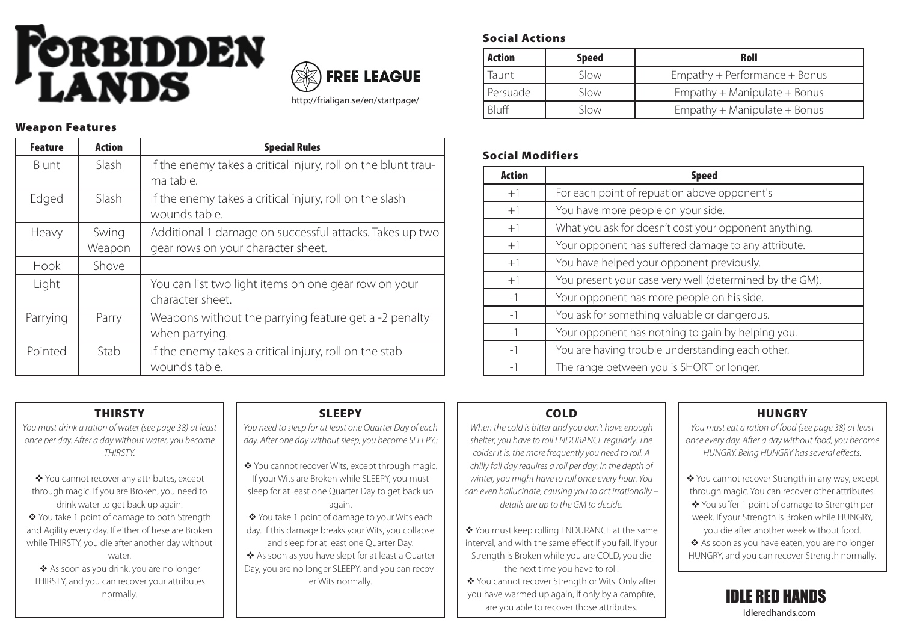# FORBIDDEN LANDS

FREE LEAGUE

http://frialigan.se/en/startpage/

### Weapon Features

| Feature | Action | Special Rules |
|---|---|---|
| Blunt | Slash | If the enemy takes a critical injury, roll on the blunt trauma table. |
| Edged | Slash | If the enemy takes a critical injury, roll on the slash wounds table. |
| Heavy | Swing Weapon | Additional 1 damage on successful attacks. Takes up two gear rows on your character sheet. |
| Hook | Shove | |
| Light | | You can list two light items on one gear row on your character sheet. |
| Parrying | Parry | Weapons without the parrying feature get a -2 penalty when parrying. |
| Pointed | Stab | If the enemy takes a critical injury, roll on the stab wounds table. |

### Social Actions

| Action | Speed | Roll |
|---|---|---|
| Taunt | Slow | Empathy + Performance + Bonus |
| Persuade | Slow | Empathy + Manipulate + Bonus |
| Bluff | Slow | Empathy + Manipulate + Bonus |

### Social Modifiers

| Action | Speed |
|---|---|
| +1 | For each point of repuation above opponent's |
| +1 | You have more people on your side. |
| +1 | What you ask for doesn't cost your opponent anything. |
| +1 | Your opponent has suffered damage to any attribute. |
| +1 | You have helped your opponent previously. |
| +1 | You present your case very well (determined by the GM). |
| -1 | Your opponent has more people on his side. |
| -1 | You ask for something valuable or dangerous. |
| -1 | Your opponent has nothing to gain by helping you. |
| -1 | You are having trouble understanding each other. |
| -1 | The range between you is SHORT or longer. |

### THIRSTY

*You must drink a ration of water (see page 38) at least once per day. After a day without water, you become THIRSTY.*

❖ You cannot recover any attributes, except through magic. If you are Broken, you need to drink water to get back up again.

❖ You take 1 point of damage to both Strength and Agility every day. If either of hese are Broken while THIRSTY, you die after another day without water.

❖ As soon as you drink, you are no longer THIRSTY, and you can recover your attributes normally.

### SLEEPY

*You need to sleep for at least one Quarter Day of each day. After one day without sleep, you become SLEEPY.:*

❖ You cannot recover Wits, except through magic. If your Wits are Broken while SLEEPY, you must sleep for at least one Quarter Day to get back up again.

❖ You take 1 point of damage to your Wits each day. If this damage breaks your Wits, you collapse and sleep for at least one Quarter Day.

❖ As soon as you have slept for at least a Quarter Day, you are no longer SLEEPY, and you can recover Wits normally.

### COLD

*When the cold is bitter and you don't have enough shelter, you have to roll ENDURANCE regularly. The colder it is, the more frequently you need to roll. A chilly fall day requires a roll per day; in the depth of winter, you might have to roll once every hour. You can even hallucinate, causing you to act irrationally – details are up to the GM to decide.*

❖ You must keep rolling ENDURANCE at the same interval, and with the same effect if you fail. If your Strength is Broken while you are COLD, you die the next time you have to roll.

❖ You cannot recover Strength or Wits. Only after you have warmed up again, if only by a campfire, are you able to recover those attributes.

### HUNGRY

*You must eat a ration of food (see page 38) at least once every day. After a day without food, you become HUNGRY. Being HUNGRY has several effects:*

❖ You cannot recover Strength in any way, except through magic. You can recover other attributes.

❖ You suffer 1 point of damage to Strength per week. If your Strength is Broken while HUNGRY, you die after another week without food.

❖ As soon as you have eaten, you are no longer HUNGRY, and you can recover Strength normally.

IDLE RED HANDS

Idleredhands.com